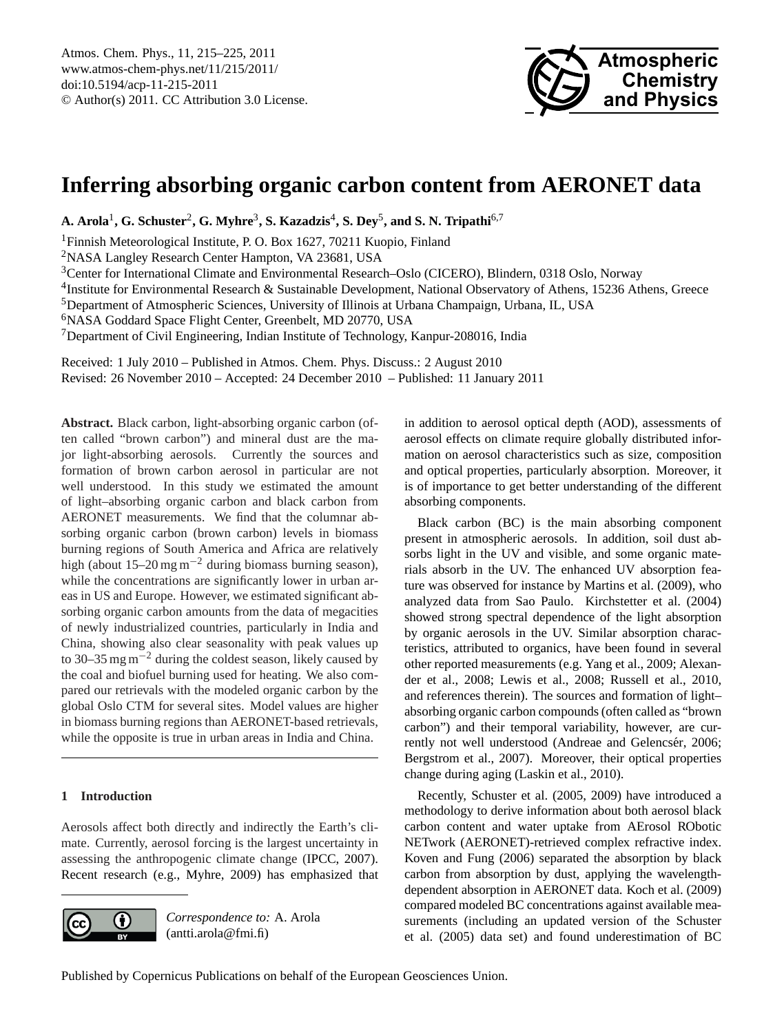# Inferring absorbing organic carbon content from AERONET data

**A. Arola[1], G. Schuster[2], G. Myhre[3], S. Kazadzis[4], S. Dey[5], and S. N. Tripathi[6,7]**

[1]Finnish Meteorological Institute, P. O. Box 1627, 70211 Kuopio, Finland

[2]NASA Langley Research Center Hampton, VA 23681, USA

[3]Center for International Climate and Environmental Research–Oslo (CICERO), Blindern, 0318 Oslo, Norway

[4]Institute for Environmental Research & Sustainable Development, National Observatory of Athens, 15236 Athens, Greece

[5]Department of Atmospheric Sciences, University of Illinois at Urbana Champaign, Urbana, IL, USA

[6]NASA Goddard Space Flight Center, Greenbelt, MD 20770, USA

[7]Department of Civil Engineering, Indian Institute of Technology, Kanpur-208016, India

Received: 1 July 2010 – Published in Atmos. Chem. Phys. Discuss.: 2 August 2010

Revised: 26 November 2010 – Accepted: 24 December 2010 – Published: 11 January 2011

**Abstract.** Black carbon, light-absorbing organic carbon (often called "brown carbon") and mineral dust are the major light-absorbing aerosols. Currently the sources and formation of brown carbon aerosol in particular are not well understood. In this study we estimated the amount of light–absorbing organic carbon and black carbon from AERONET measurements. We find that the columnar absorbing organic carbon (brown carbon) levels in biomass burning regions of South America and Africa are relatively high (about 15–20 mg m$^{-2}$ during biomass burning season), while the concentrations are significantly lower in urban areas in US and Europe. However, we estimated significant absorbing organic carbon amounts from the data of megacities of newly industrialized countries, particularly in India and China, showing also clear seasonality with peak values up to 30–35 mg m$^{-2}$ during the coldest season, likely caused by the coal and biofuel burning used for heating. We also compared our retrievals with the modeled organic carbon by the global Oslo CTM for several sites. Model values are higher in biomass burning regions than AERONET-based retrievals, while the opposite is true in urban areas in India and China.

## 1 Introduction

Aerosols affect both directly and indirectly the Earth's climate. Currently, aerosol forcing is the largest uncertainty in assessing the anthropogenic climate change (IPCC, 2007). Recent research (e.g., Myhre, 2009) has emphasized that in addition to aerosol optical depth (AOD), assessments of aerosol effects on climate require globally distributed information on aerosol characteristics such as size, composition and optical properties, particularly absorption. Moreover, it is of importance to get better understanding of the different absorbing components.

Black carbon (BC) is the main absorbing component present in atmospheric aerosols. In addition, soil dust absorbs light in the UV and visible, and some organic materials absorb in the UV. The enhanced UV absorption feature was observed for instance by Martins et al. (2009), who analyzed data from Sao Paulo. Kirchstetter et al. (2004) showed strong spectral dependence of the light absorption by organic aerosols in the UV. Similar absorption characteristics, attributed to organics, have been found in several other reported measurements (e.g. Yang et al., 2009; Alexander et al., 2008; Lewis et al., 2008; Russell et al., 2010, and references therein). The sources and formation of light–absorbing organic carbon compounds (often called as "brown carbon") and their temporal variability, however, are currently not well understood (Andreae and Gelencsér, 2006; Bergstrom et al., 2007). Moreover, their optical properties change during aging (Laskin et al., 2010).

Recently, Schuster et al. (2005, 2009) have introduced a methodology to derive information about both aerosol black carbon content and water uptake from AErosol RObotic NETwork (AERONET)-retrieved complex refractive index. Koven and Fung (2006) separated the absorption by black carbon from absorption by dust, applying the wavelength-dependent absorption in AERONET data. Koch et al. (2009) compared modeled BC concentrations against available measurements (including an updated version of the Schuster et al. (2005) data set) and found underestimation of BC

*Correspondence to:* A. Arola (antti.arola@fmi.fi)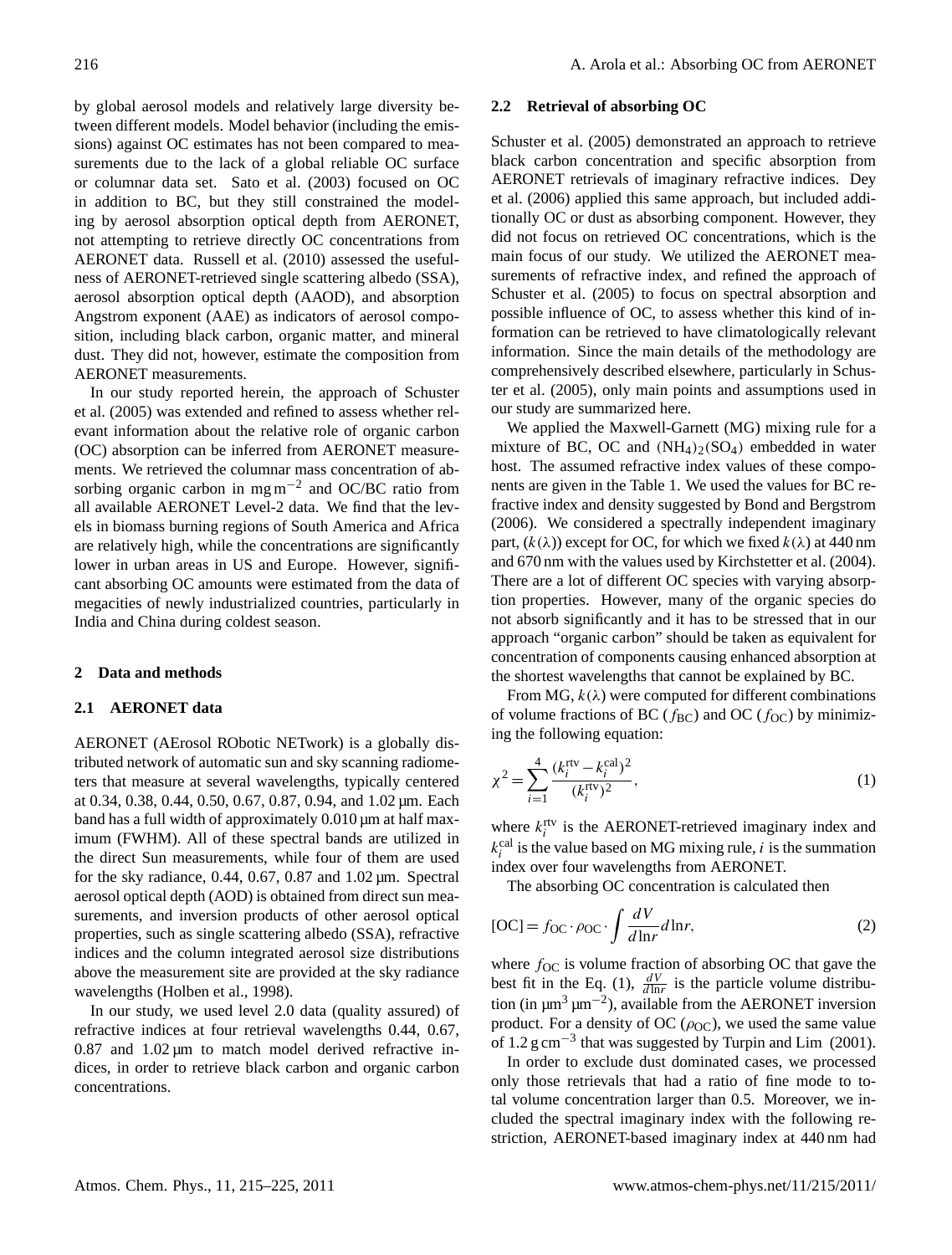by global aerosol models and relatively large diversity between different models. Model behavior (including the emissions) against OC estimates has not been compared to measurements due to the lack of a global reliable OC surface or columnar data set. Sato et al. (2003) focused on OC in addition to BC, but they still constrained the modeling by aerosol absorption optical depth from AERONET, not attempting to retrieve directly OC concentrations from AERONET data. Russell et al. (2010) assessed the usefulness of AERONET-retrieved single scattering albedo (SSA), aerosol absorption optical depth (AAOD), and absorption Angstrom exponent (AAE) as indicators of aerosol composition, including black carbon, organic matter, and mineral dust. They did not, however, estimate the composition from AERONET measurements.

In our study reported herein, the approach of Schuster et al. (2005) was extended and refined to assess whether relevant information about the relative role of organic carbon (OC) absorption can be inferred from AERONET measurements. We retrieved the columnar mass concentration of absorbing organic carbon in $\mathrm{mg\,m^{-2}}$ and OC/BC ratio from all available AERONET Level-2 data. We find that the levels in biomass burning regions of South America and Africa are relatively high, while the concentrations are significantly lower in urban areas in US and Europe. However, significant absorbing OC amounts were estimated from the data of megacities of newly industrialized countries, particularly in India and China during coldest season.

## 2 Data and methods

### 2.1 AERONET data

AERONET (AErosol RObotic NETwork) is a globally distributed network of automatic sun and sky scanning radiometers that measure at several wavelengths, typically centered at 0.34, 0.38, 0.44, 0.50, 0.67, 0.87, 0.94, and 1.02 µm. Each band has a full width of approximately 0.010 µm at half maximum (FWHM). All of these spectral bands are utilized in the direct Sun measurements, while four of them are used for the sky radiance, 0.44, 0.67, 0.87 and 1.02 µm. Spectral aerosol optical depth (AOD) is obtained from direct sun measurements, and inversion products of other aerosol optical properties, such as single scattering albedo (SSA), refractive indices and the column integrated aerosol size distributions above the measurement site are provided at the sky radiance wavelengths (Holben et al., 1998).

In our study, we used level 2.0 data (quality assured) of refractive indices at four retrieval wavelengths 0.44, 0.67, 0.87 and 1.02 µm to match model derived refractive indices, in order to retrieve black carbon and organic carbon concentrations.

### 2.2 Retrieval of absorbing OC

Schuster et al. (2005) demonstrated an approach to retrieve black carbon concentration and specific absorption from AERONET retrievals of imaginary refractive indices. Dey et al. (2006) applied this same approach, but included additionally OC or dust as absorbing component. However, they did not focus on retrieved OC concentrations, which is the main focus of our study. We utilized the AERONET measurements of refractive index, and refined the approach of Schuster et al. (2005) to focus on spectral absorption and possible influence of OC, to assess whether this kind of information can be retrieved to have climatologically relevant information. Since the main details of the methodology are comprehensively described elsewhere, particularly in Schuster et al. (2005), only main points and assumptions used in our study are summarized here.

We applied the Maxwell-Garnett (MG) mixing rule for a mixture of BC, OC and $(NH_4)_2(SO_4)$ embedded in water host. The assumed refractive index values of these components are given in the Table 1. We used the values for BC refractive index and density suggested by Bond and Bergstrom (2006). We considered a spectrally independent imaginary part, ($k(\lambda)$) except for OC, for which we fixed $k(\lambda)$ at 440 nm and 670 nm with the values used by Kirchstetter et al. (2004). There are a lot of different OC species with varying absorption properties. However, many of the organic species do not absorb significantly and it has to be stressed that in our approach "organic carbon" should be taken as equivalent for concentration of components causing enhanced absorption at the shortest wavelengths that cannot be explained by BC.

From MG, $k(\lambda)$ were computed for different combinations of volume fractions of BC ($f_{\mathrm{BC}}$) and OC ($f_{\mathrm{OC}}$) by minimizing the following equation:

$$\chi^2 = \sum_{i=1}^{4} \frac{(k_i^{\mathrm{rtv}} - k_i^{\mathrm{cal}})^2}{(k_i^{\mathrm{rtv}})^2}, \tag{1}$$

where $k_i^{\mathrm{rtv}}$ is the AERONET-retrieved imaginary index and $k_i^{\mathrm{cal}}$ is the value based on MG mixing rule, $i$ is the summation index over four wavelengths from AERONET.

The absorbing OC concentration is calculated then

$$[\mathrm{OC}] = f_{\mathrm{OC}} \cdot \rho_{\mathrm{OC}} \cdot \int \frac{dV}{d\ln r} d\ln r, \tag{2}$$

where $f_{\mathrm{OC}}$ is volume fraction of absorbing OC that gave the best fit in the Eq. (1), $\frac{dV}{d\ln r}$ is the particle volume distribution (in $\mathrm{\mu m^3\,\mu m^{-2}}$), available from the AERONET inversion product. For a density of OC ($\rho_{\mathrm{OC}}$), we used the same value of $1.2\,\mathrm{g\,cm^{-3}}$ that was suggested by Turpin and Lim (2001).

In order to exclude dust dominated cases, we processed only those retrievals that had a ratio of fine mode to total volume concentration larger than 0.5. Moreover, we included the spectral imaginary index with the following restriction, AERONET-based imaginary index at 440 nm had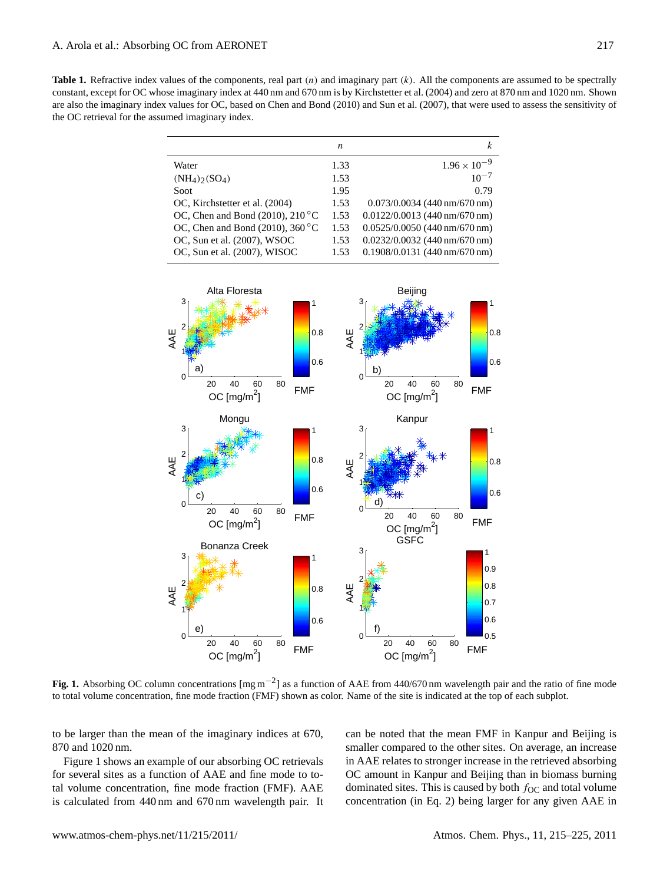**Table 1.** Refractive index values of the components, real part ($n$) and imaginary part ($k$). All the components are assumed to be spectrally constant, except for OC whose imaginary index at 440 nm and 670 nm is by Kirchstetter et al. (2004) and zero at 870 nm and 1020 nm. Shown are also the imaginary index values for OC, based on Chen and Bond (2010) and Sun et al. (2007), that were used to assess the sensitivity of the OC retrieval for the assumed imaginary index.

| | $n$ | $k$ |
|---|---|---|
| Water | 1.33 | $1.96 \times 10^{-9}$ |
| $(NH_4)_2(SO_4)$ | 1.53 | $10^{-7}$ |
| Soot | 1.95 | 0.79 |
| OC, Kirchstetter et al. (2004) | 1.53 | 0.073/0.0034 (440 nm/670 nm) |
| OC, Chen and Bond (2010), 210 °C | 1.53 | 0.0122/0.0013 (440 nm/670 nm) |
| OC, Chen and Bond (2010), 360 °C | 1.53 | 0.0525/0.0050 (440 nm/670 nm) |
| OC, Sun et al. (2007), WSOC | 1.53 | 0.0232/0.0032 (440 nm/670 nm) |
| OC, Sun et al. (2007), WISOC | 1.53 | 0.1908/0.0131 (440 nm/670 nm) |

**Fig. 1.** Absorbing OC column concentrations [mg m$^{-2}$] as a function of AAE from 440/670 nm wavelength pair and the ratio of fine mode to total volume concentration, fine mode fraction (FMF) shown as color. Name of the site is indicated at the top of each subplot.

to be larger than the mean of the imaginary indices at 670, 870 and 1020 nm.

Figure 1 shows an example of our absorbing OC retrievals for several sites as a function of AAE and fine mode to total volume concentration, fine mode fraction (FMF). AAE is calculated from 440 nm and 670 nm wavelength pair. It can be noted that the mean FMF in Kanpur and Beijing is smaller compared to the other sites. On average, an increase in AAE relates to stronger increase in the retrieved absorbing OC amount in Kanpur and Beijing than in biomass burning dominated sites. This is caused by both $f_{OC}$ and total volume concentration (in Eq. 2) being larger for any given AAE in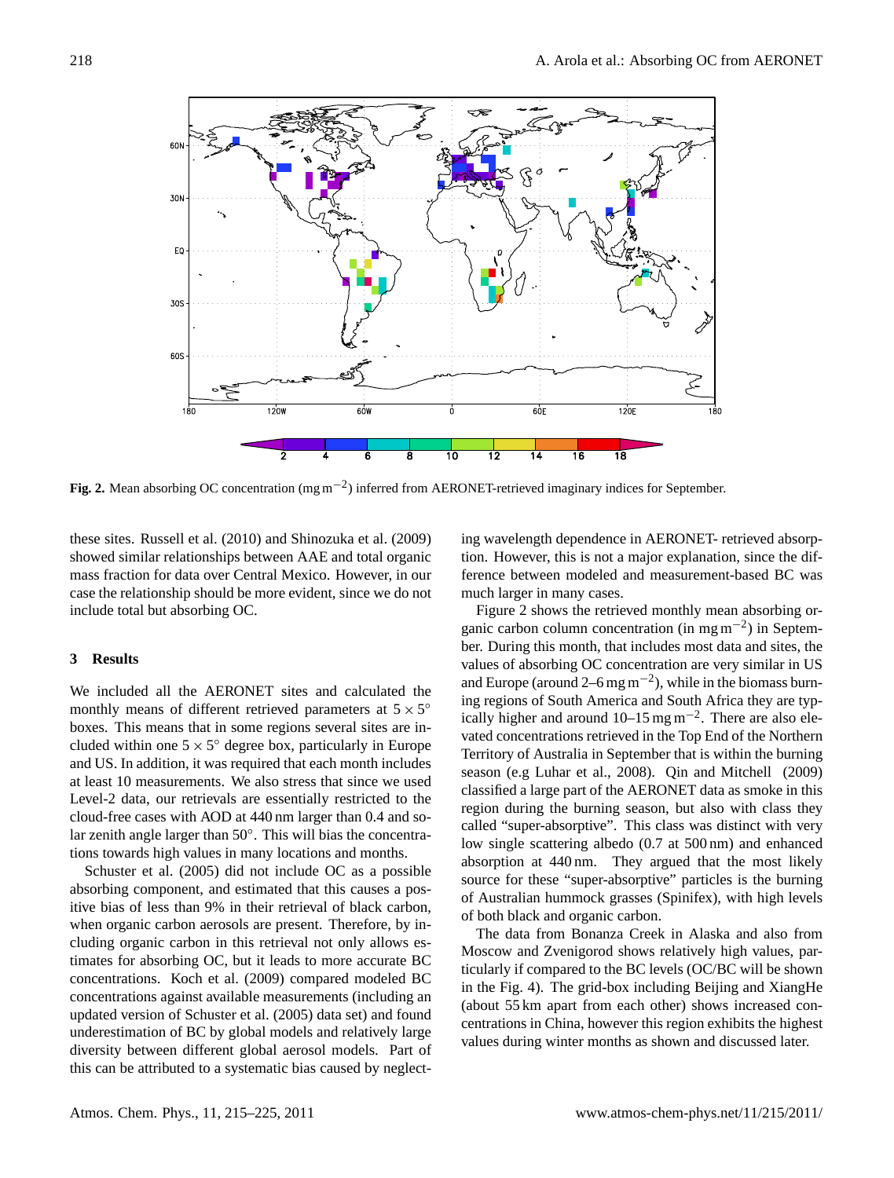**Fig. 2.** Mean absorbing OC concentration ($mg\,m^{-2}$) inferred from AERONET-retrieved imaginary indices for September.

these sites. Russell et al. (2010) and Shinozuka et al. (2009) showed similar relationships between AAE and total organic mass fraction for data over Central Mexico. However, in our case the relationship should be more evident, since we do not include total but absorbing OC.

## 3 Results

We included all the AERONET sites and calculated the monthly means of different retrieved parameters at $5\times5^{\circ}$ boxes. This means that in some regions several sites are included within one $5\times5^{\circ}$ degree box, particularly in Europe and US. In addition, it was required that each month includes at least 10 measurements. We also stress that since we used Level-2 data, our retrievals are essentially restricted to the cloud-free cases with AOD at 440 nm larger than 0.4 and solar zenith angle larger than 50°. This will bias the concentrations towards high values in many locations and months.

Schuster et al. (2005) did not include OC as a possible absorbing component, and estimated that this causes a positive bias of less than 9% in their retrieval of black carbon, when organic carbon aerosols are present. Therefore, by including organic carbon in this retrieval not only allows estimates for absorbing OC, but it leads to more accurate BC concentrations. Koch et al. (2009) compared modeled BC concentrations against available measurements (including an updated version of Schuster et al. (2005) data set) and found underestimation of BC by global models and relatively large diversity between different global aerosol models. Part of this can be attributed to a systematic bias caused by neglecting wavelength dependence in AERONET- retrieved absorption. However, this is not a major explanation, since the difference between modeled and measurement-based BC was much larger in many cases.

Figure 2 shows the retrieved monthly mean absorbing organic carbon column concentration (in $mg\,m^{-2}$) in September. During this month, that includes most data and sites, the values of absorbing OC concentration are very similar in US and Europe (around 2–6 $mg\,m^{-2}$), while in the biomass burning regions of South America and South Africa they are typically higher and around 10–15 $mg\,m^{-2}$. There are also elevated concentrations retrieved in the Top End of the Northern Territory of Australia in September that is within the burning season (e.g Luhar et al., 2008). Qin and Mitchell (2009) classified a large part of the AERONET data as smoke in this region during the burning season, but also with class they called "super-absorptive". This class was distinct with very low single scattering albedo (0.7 at 500 nm) and enhanced absorption at 440 nm. They argued that the most likely source for these "super-absorptive" particles is the burning of Australian hummock grasses (Spinifex), with high levels of both black and organic carbon.

The data from Bonanza Creek in Alaska and also from Moscow and Zvenigorod shows relatively high values, particularly if compared to the BC levels (OC/BC will be shown in the Fig. 4). The grid-box including Beijing and XiangHe (about 55 km apart from each other) shows increased concentrations in China, however this region exhibits the highest values during winter months as shown and discussed later.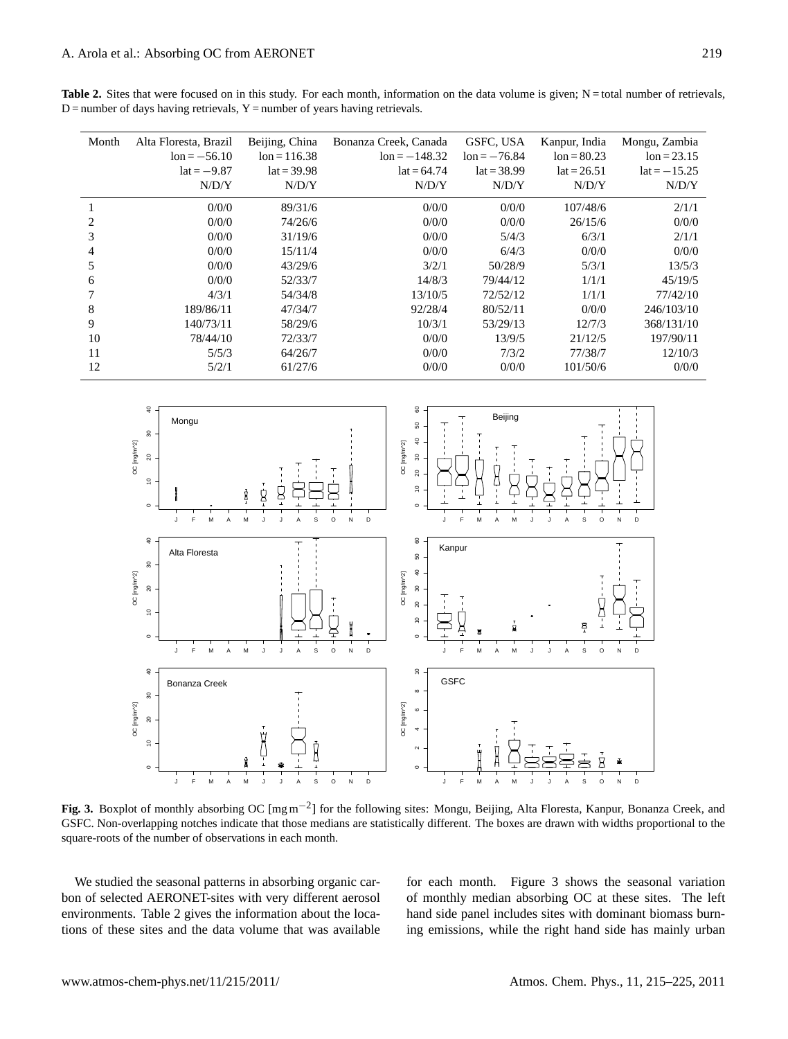**Table 2.** Sites that were focused on in this study. For each month, information on the data volume is given; N = total number of retrievals, D = number of days having retrievals, Y = number of years having retrievals.

| Month | Alta Floresta, Brazil<br>lon = −56.10<br>lat = −9.87<br>N/D/Y | Beijing, China<br>lon = 116.38<br>lat = 39.98<br>N/D/Y | Bonanza Creek, Canada<br>lon = −148.32<br>lat = 64.74<br>N/D/Y | GSFC, USA<br>lon = −76.84<br>lat = 38.99<br>N/D/Y | Kanpur, India<br>lon = 80.23<br>lat = 26.51<br>N/D/Y | Mongu, Zambia<br>lon = 23.15<br>lat = −15.25<br>N/D/Y |
|---|---|---|---|---|---|---|
| 1 | 0/0/0 | 89/31/6 | 0/0/0 | 0/0/0 | 107/48/6 | 2/1/1 |
| 2 | 0/0/0 | 74/26/6 | 0/0/0 | 0/0/0 | 26/15/6 | 0/0/0 |
| 3 | 0/0/0 | 31/19/6 | 0/0/0 | 5/4/3 | 6/3/1 | 2/1/1 |
| 4 | 0/0/0 | 15/11/4 | 0/0/0 | 6/4/3 | 0/0/0 | 0/0/0 |
| 5 | 0/0/0 | 43/29/6 | 3/2/1 | 50/28/9 | 5/3/1 | 13/5/3 |
| 6 | 0/0/0 | 52/33/7 | 14/8/3 | 79/44/12 | 1/1/1 | 45/19/5 |
| 7 | 4/3/1 | 54/34/8 | 13/10/5 | 72/52/12 | 1/1/1 | 77/42/10 |
| 8 | 189/86/11 | 47/34/7 | 92/28/4 | 80/52/11 | 0/0/0 | 246/103/10 |
| 9 | 140/73/11 | 58/29/6 | 10/3/1 | 53/29/13 | 12/7/3 | 368/131/10 |
| 10 | 78/44/10 | 72/33/7 | 0/0/0 | 13/9/5 | 21/12/5 | 197/90/11 |
| 11 | 5/5/3 | 64/26/7 | 0/0/0 | 7/3/2 | 77/38/7 | 12/10/3 |
| 12 | 5/2/1 | 61/27/6 | 0/0/0 | 0/0/0 | 101/50/6 | 0/0/0 |

**Fig. 3.** Boxplot of monthly absorbing OC [$mg\,m^{-2}$] for the following sites: Mongu, Beijing, Alta Floresta, Kanpur, Bonanza Creek, and GSFC. Non-overlapping notches indicate that those medians are statistically different. The boxes are drawn with widths proportional to the square-roots of the number of observations in each month.

We studied the seasonal patterns in absorbing organic carbon of selected AERONET-sites with very different aerosol environments. Table 2 gives the information about the locations of these sites and the data volume that was available for each month. Figure 3 shows the seasonal variation of monthly median absorbing OC at these sites. The left hand side panel includes sites with dominant biomass burning emissions, while the right hand side has mainly urban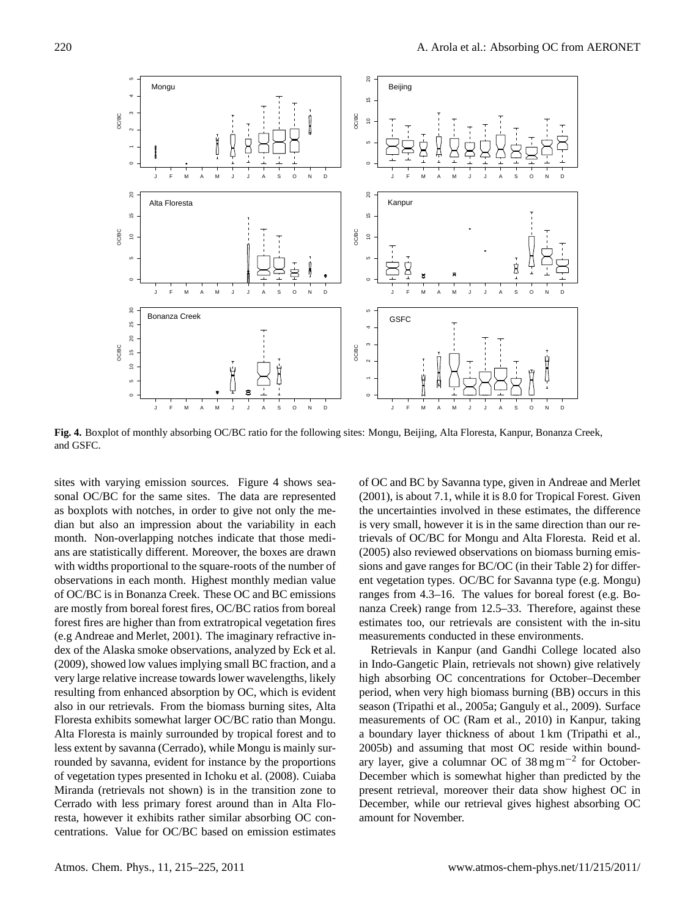**Fig. 4.** Boxplot of monthly absorbing OC/BC ratio for the following sites: Mongu, Beijing, Alta Floresta, Kanpur, Bonanza Creek, and GSFC.

sites with varying emission sources. Figure 4 shows seasonal OC/BC for the same sites. The data are represented as boxplots with notches, in order to give not only the median but also an impression about the variability in each month. Non-overlapping notches indicate that those medians are statistically different. Moreover, the boxes are drawn with widths proportional to the square-roots of the number of observations in each month. Highest monthly median value of OC/BC is in Bonanza Creek. These OC and BC emissions are mostly from boreal forest fires, OC/BC ratios from boreal forest fires are higher than from extratropical vegetation fires (e.g Andreae and Merlet, 2001). The imaginary refractive index of the Alaska smoke observations, analyzed by Eck et al. (2009), showed low values implying small BC fraction, and a very large relative increase towards lower wavelengths, likely resulting from enhanced absorption by OC, which is evident also in our retrievals. From the biomass burning sites, Alta Floresta exhibits somewhat larger OC/BC ratio than Mongu. Alta Floresta is mainly surrounded by tropical forest and to less extent by savanna (Cerrado), while Mongu is mainly surrounded by savanna, evident for instance by the proportions of vegetation types presented in Ichoku et al. (2008). Cuiaba Miranda (retrievals not shown) is in the transition zone to Cerrado with less primary forest around than in Alta Floresta, however it exhibits rather similar absorbing OC concentrations. Value for OC/BC based on emission estimates of OC and BC by Savanna type, given in Andreae and Merlet (2001), is about 7.1, while it is 8.0 for Tropical Forest. Given the uncertainties involved in these estimates, the difference is very small, however it is in the same direction than our retrievals of OC/BC for Mongu and Alta Floresta. Reid et al. (2005) also reviewed observations on biomass burning emissions and gave ranges for BC/OC (in their Table 2) for different vegetation types. OC/BC for Savanna type (e.g. Mongu) ranges from 4.3–16. The values for boreal forest (e.g. Bonanza Creek) range from 12.5–33. Therefore, against these estimates too, our retrievals are consistent with the in-situ measurements conducted in these environments.

Retrievals in Kanpur (and Gandhi College located also in Indo-Gangetic Plain, retrievals not shown) give relatively high absorbing OC concentrations for October–December period, when very high biomass burning (BB) occurs in this season (Tripathi et al., 2005a; Ganguly et al., 2009). Surface measurements of OC (Ram et al., 2010) in Kanpur, taking a boundary layer thickness of about 1 km (Tripathi et al., 2005b) and assuming that most OC reside within boundary layer, give a columnar OC of 38 mg m$^{-2}$ for October-December which is somewhat higher than predicted by the present retrieval, moreover their data show highest OC in December, while our retrieval gives highest absorbing OC amount for November.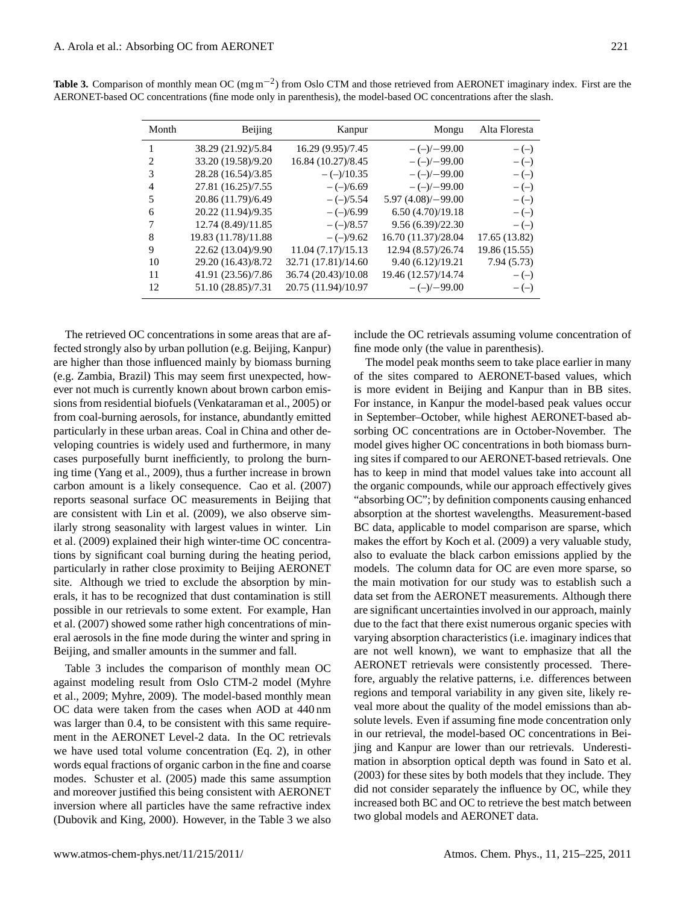**Table 3.** Comparison of monthly mean OC (mg $m^{-2}$) from Oslo CTM and those retrieved from AERONET imaginary index. First are the AERONET-based OC concentrations (fine mode only in parenthesis), the model-based OC concentrations after the slash.

| Month | Beijing | Kanpur | Mongu | Alta Floresta |
|---|---|---|---|---|
| 1 | 38.29 (21.92)/5.84 | 16.29 (9.95)/7.45 | – (–)/−99.00 | – (–) |
| 2 | 33.20 (19.58)/9.20 | 16.84 (10.27)/8.45 | – (–)/−99.00 | – (–) |
| 3 | 28.28 (16.54)/3.85 | – (–)/10.35 | – (–)/−99.00 | – (–) |
| 4 | 27.81 (16.25)/7.55 | – (–)/6.69 | – (–)/−99.00 | – (–) |
| 5 | 20.86 (11.79)/6.49 | – (–)/5.54 | 5.97 (4.08)/−99.00 | – (–) |
| 6 | 20.22 (11.94)/9.35 | – (–)/6.99 | 6.50 (4.70)/19.18 | – (–) |
| 7 | 12.74 (8.49)/11.85 | – (–)/8.57 | 9.56 (6.39)/22.30 | – (–) |
| 8 | 19.83 (11.78)/11.88 | – (–)/9.62 | 16.70 (11.37)/28.04 | 17.65 (13.82) |
| 9 | 22.62 (13.04)/9.90 | 11.04 (7.17)/15.13 | 12.94 (8.57)/26.74 | 19.86 (15.55) |
| 10 | 29.20 (16.43)/8.72 | 32.71 (17.81)/14.60 | 9.40 (6.12)/19.21 | 7.94 (5.73) |
| 11 | 41.91 (23.56)/7.86 | 36.74 (20.43)/10.08 | 19.46 (12.57)/14.74 | – (–) |
| 12 | 51.10 (28.85)/7.31 | 20.75 (11.94)/10.97 | – (–)/−99.00 | – (–) |

The retrieved OC concentrations in some areas that are affected strongly also by urban pollution (e.g. Beijing, Kanpur) are higher than those influenced mainly by biomass burning (e.g. Zambia, Brazil) This may seem first unexpected, however not much is currently known about brown carbon emissions from residential biofuels (Venkataraman et al., 2005) or from coal-burning aerosols, for instance, abundantly emitted particularly in these urban areas. Coal in China and other developing countries is widely used and furthermore, in many cases purposefully burnt inefficiently, to prolong the burning time (Yang et al., 2009), thus a further increase in brown carbon amount is a likely consequence. Cao et al. (2007) reports seasonal surface OC measurements in Beijing that are consistent with Lin et al. (2009), we also observe similarly strong seasonality with largest values in winter. Lin et al. (2009) explained their high winter-time OC concentrations by significant coal burning during the heating period, particularly in rather close proximity to Beijing AERONET site. Although we tried to exclude the absorption by minerals, it has to be recognized that dust contamination is still possible in our retrievals to some extent. For example, Han et al. (2007) showed some rather high concentrations of mineral aerosols in the fine mode during the winter and spring in Beijing, and smaller amounts in the summer and fall.

Table 3 includes the comparison of monthly mean OC against modeling result from Oslo CTM-2 model (Myhre et al., 2009; Myhre, 2009). The model-based monthly mean OC data were taken from the cases when AOD at 440 nm was larger than 0.4, to be consistent with this same requirement in the AERONET Level-2 data. In the OC retrievals we have used total volume concentration (Eq. 2), in other words equal fractions of organic carbon in the fine and coarse modes. Schuster et al. (2005) made this same assumption and moreover justified this being consistent with AERONET inversion where all particles have the same refractive index (Dubovik and King, 2000). However, in the Table 3 we also include the OC retrievals assuming volume concentration of fine mode only (the value in parenthesis).

The model peak months seem to take place earlier in many of the sites compared to AERONET-based values, which is more evident in Beijing and Kanpur than in BB sites. For instance, in Kanpur the model-based peak values occur in September–October, while highest AERONET-based absorbing OC concentrations are in October-November. The model gives higher OC concentrations in both biomass burning sites if compared to our AERONET-based retrievals. One has to keep in mind that model values take into account all the organic compounds, while our approach effectively gives "absorbing OC"; by definition components causing enhanced absorption at the shortest wavelengths. Measurement-based BC data, applicable to model comparison are sparse, which makes the effort by Koch et al. (2009) a very valuable study, also to evaluate the black carbon emissions applied by the models. The column data for OC are even more sparse, so the main motivation for our study was to establish such a data set from the AERONET measurements. Although there are significant uncertainties involved in our approach, mainly due to the fact that there exist numerous organic species with varying absorption characteristics (i.e. imaginary indices that are not well known), we want to emphasize that all the AERONET retrievals were consistently processed. Therefore, arguably the relative patterns, i.e. differences between regions and temporal variability in any given site, likely reveal more about the quality of the model emissions than absolute levels. Even if assuming fine mode concentration only in our retrieval, the model-based OC concentrations in Beijing and Kanpur are lower than our retrievals. Underestimation in absorption optical depth was found in Sato et al. (2003) for these sites by both models that they include. They did not consider separately the influence by OC, while they increased both BC and OC to retrieve the best match between two global models and AERONET data.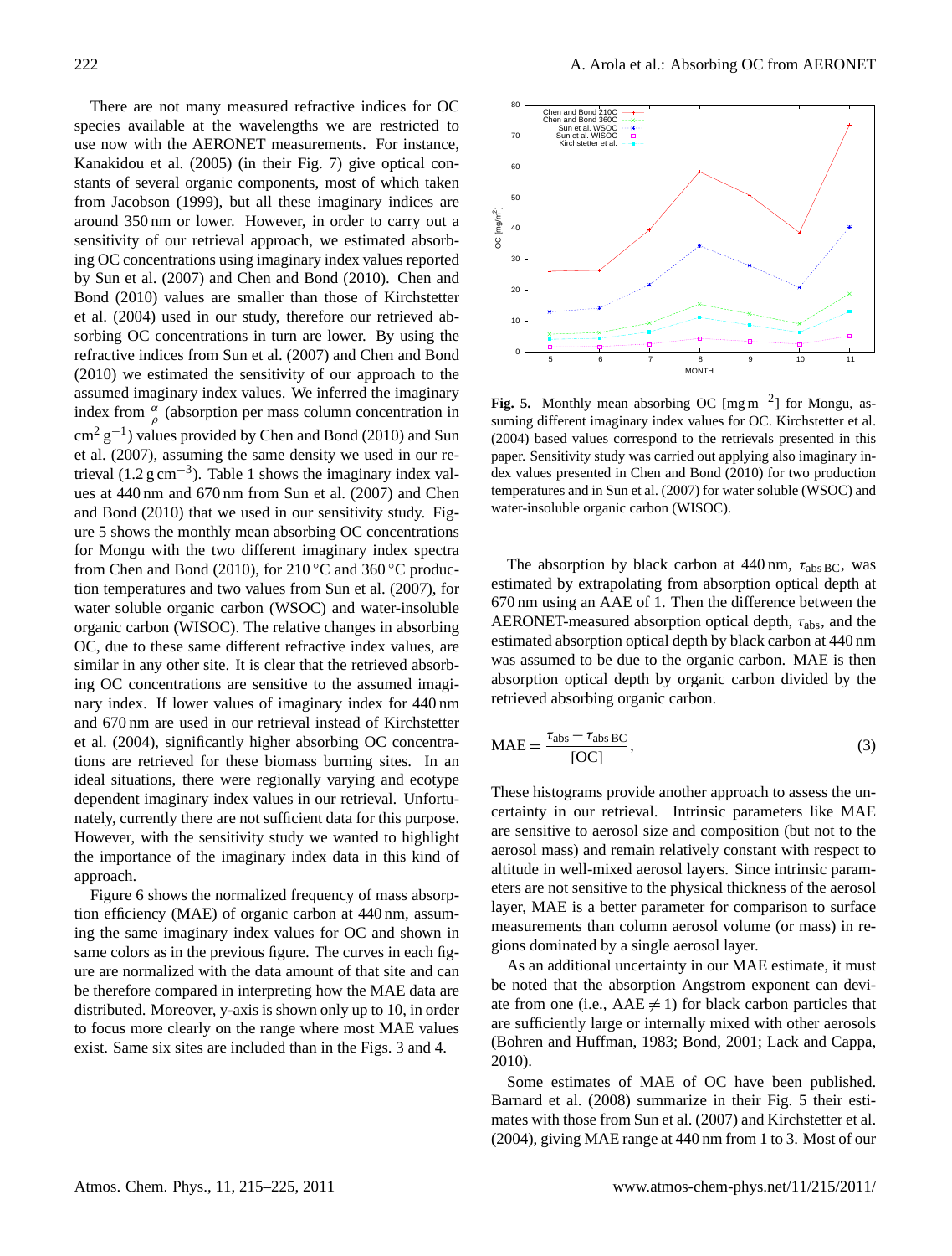There are not many measured refractive indices for OC species available at the wavelengths we are restricted to use now with the AERONET measurements. For instance, Kanakidou et al. (2005) (in their Fig. 7) give optical constants of several organic components, most of which taken from Jacobson (1999), but all these imaginary indices are around 350 nm or lower. However, in order to carry out a sensitivity of our retrieval approach, we estimated absorbing OC concentrations using imaginary index values reported by Sun et al. (2007) and Chen and Bond (2010). Chen and Bond (2010) values are smaller than those of Kirchstetter et al. (2004) used in our study, therefore our retrieved absorbing OC concentrations in turn are lower. By using the refractive indices from Sun et al. (2007) and Chen and Bond (2010) we estimated the sensitivity of our approach to the assumed imaginary index values. We inferred the imaginary index from $\frac{\alpha}{\rho}$ (absorption per mass column concentration in $\mathrm{cm^2\,g^{-1}}$) values provided by Chen and Bond (2010) and Sun et al. (2007), assuming the same density we used in our retrieval ($1.2\,\mathrm{g\,cm^{-3}}$). Table 1 shows the imaginary index values at 440 nm and 670 nm from Sun et al. (2007) and Chen and Bond (2010) that we used in our sensitivity study. Figure 5 shows the monthly mean absorbing OC concentrations for Mongu with the two different imaginary index spectra from Chen and Bond (2010), for 210 °C and 360 °C production temperatures and two values from Sun et al. (2007), for water soluble organic carbon (WSOC) and water-insoluble organic carbon (WISOC). The relative changes in absorbing OC, due to these same different refractive index values, are similar in any other site. It is clear that the retrieved absorbing OC concentrations are sensitive to the assumed imaginary index. If lower values of imaginary index for 440 nm and 670 nm are used in our retrieval instead of Kirchstetter et al. (2004), significantly higher absorbing OC concentrations are retrieved for these biomass burning sites. In an ideal situations, there were regionally varying and ecotype dependent imaginary index values in our retrieval. Unfortunately, currently there are not sufficient data for this purpose. However, with the sensitivity study we wanted to highlight the importance of the imaginary index data in this kind of approach.

Figure 6 shows the normalized frequency of mass absorption efficiency (MAE) of organic carbon at 440 nm, assuming the same imaginary index values for OC and shown in same colors as in the previous figure. The curves in each figure are normalized with the data amount of that site and can be therefore compared in interpreting how the MAE data are distributed. Moreover, y-axis is shown only up to 10, in order to focus more clearly on the range where most MAE values exist. Same six sites are included than in the Figs. 3 and 4.

**Fig. 5.** Monthly mean absorbing OC $[\mathrm{mg\,m^{-2}}]$ for Mongu, assuming different imaginary index values for OC. Kirchstetter et al. (2004) based values correspond to the retrievals presented in this paper. Sensitivity study was carried out applying also imaginary index values presented in Chen and Bond (2010) for two production temperatures and in Sun et al. (2007) for water soluble (WSOC) and water-insoluble organic carbon (WISOC).

The absorption by black carbon at 440 nm, $\tau_{\mathrm{abs\,BC}}$, was estimated by extrapolating from absorption optical depth at 670 nm using an AAE of 1. Then the difference between the AERONET-measured absorption optical depth, $\tau_{\mathrm{abs}}$, and the estimated absorption optical depth by black carbon at 440 nm was assumed to be due to the organic carbon. MAE is then absorption optical depth by organic carbon divided by the retrieved absorbing organic carbon.

$$\mathrm{MAE} = \frac{\tau_{\mathrm{abs}} - \tau_{\mathrm{abs\,BC}}}{[\mathrm{OC}]}, \tag{3}$$

These histograms provide another approach to assess the uncertainty in our retrieval. Intrinsic parameters like MAE are sensitive to aerosol size and composition (but not to the aerosol mass) and remain relatively constant with respect to altitude in well-mixed aerosol layers. Since intrinsic parameters are not sensitive to the physical thickness of the aerosol layer, MAE is a better parameter for comparison to surface measurements than column aerosol volume (or mass) in regions dominated by a single aerosol layer.

As an additional uncertainty in our MAE estimate, it must be noted that the absorption Angstrom exponent can deviate from one (i.e., $\mathrm{AAE} \neq 1$) for black carbon particles that are sufficiently large or internally mixed with other aerosols (Bohren and Huffman, 1983; Bond, 2001; Lack and Cappa, 2010).

Some estimates of MAE of OC have been published. Barnard et al. (2008) summarize in their Fig. 5 their estimates with those from Sun et al. (2007) and Kirchstetter et al. (2004), giving MAE range at 440 nm from 1 to 3. Most of our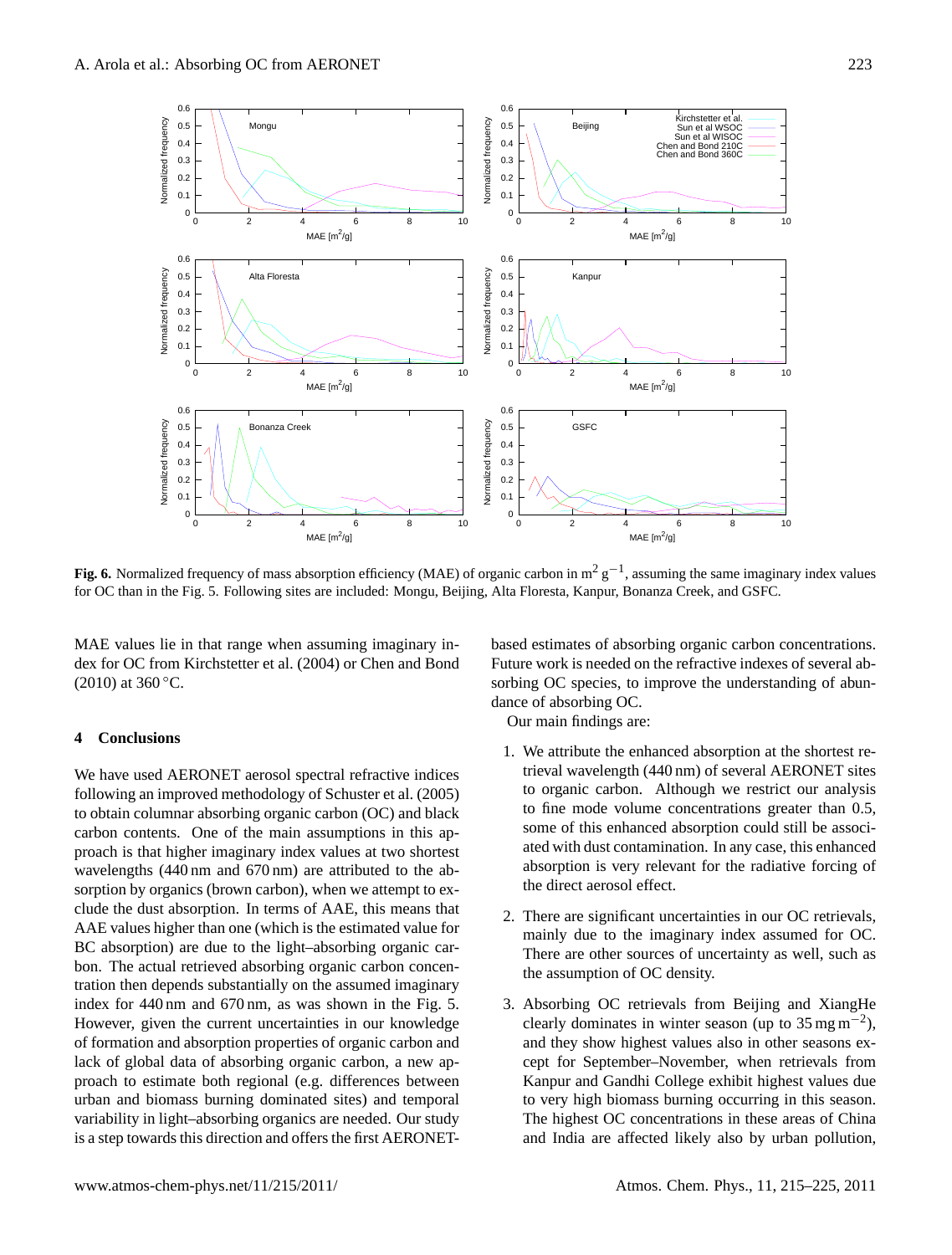**Fig. 6.** Normalized frequency of mass absorption efficiency (MAE) of organic carbon in $m^2\,g^{-1}$, assuming the same imaginary index values for OC than in the Fig. 5. Following sites are included: Mongu, Beijing, Alta Floresta, Kanpur, Bonanza Creek, and GSFC.

MAE values lie in that range when assuming imaginary index for OC from Kirchstetter et al. (2004) or Chen and Bond (2010) at 360 °C.

## 4 Conclusions

We have used AERONET aerosol spectral refractive indices following an improved methodology of Schuster et al. (2005) to obtain columnar absorbing organic carbon (OC) and black carbon contents. One of the main assumptions in this approach is that higher imaginary index values at two shortest wavelengths (440 nm and 670 nm) are attributed to the absorption by organics (brown carbon), when we attempt to exclude the dust absorption. In terms of AAE, this means that AAE values higher than one (which is the estimated value for BC absorption) are due to the light–absorbing organic carbon. The actual retrieved absorbing organic carbon concentration then depends substantially on the assumed imaginary index for 440 nm and 670 nm, as was shown in the Fig. 5. However, given the current uncertainties in our knowledge of formation and absorption properties of organic carbon and lack of global data of absorbing organic carbon, a new approach to estimate both regional (e.g. differences between urban and biomass burning dominated sites) and temporal variability in light–absorbing organics are needed. Our study is a step towards this direction and offers the first AERONET-based estimates of absorbing organic carbon concentrations. Future work is needed on the refractive indexes of several absorbing OC species, to improve the understanding of abundance of absorbing OC.

Our main findings are:

1. We attribute the enhanced absorption at the shortest retrieval wavelength (440 nm) of several AERONET sites to organic carbon. Although we restrict our analysis to fine mode volume concentrations greater than 0.5, some of this enhanced absorption could still be associated with dust contamination. In any case, this enhanced absorption is very relevant for the radiative forcing of the direct aerosol effect.

2. There are significant uncertainties in our OC retrievals, mainly due to the imaginary index assumed for OC. There are other sources of uncertainty as well, such as the assumption of OC density.

3. Absorbing OC retrievals from Beijing and XiangHe clearly dominates in winter season (up to $35\,mg\,m^{-2}$), and they show highest values also in other seasons except for September–November, when retrievals from Kanpur and Gandhi College exhibit highest values due to very high biomass burning occurring in this season. The highest OC concentrations in these areas of China and India are affected likely also by urban pollution,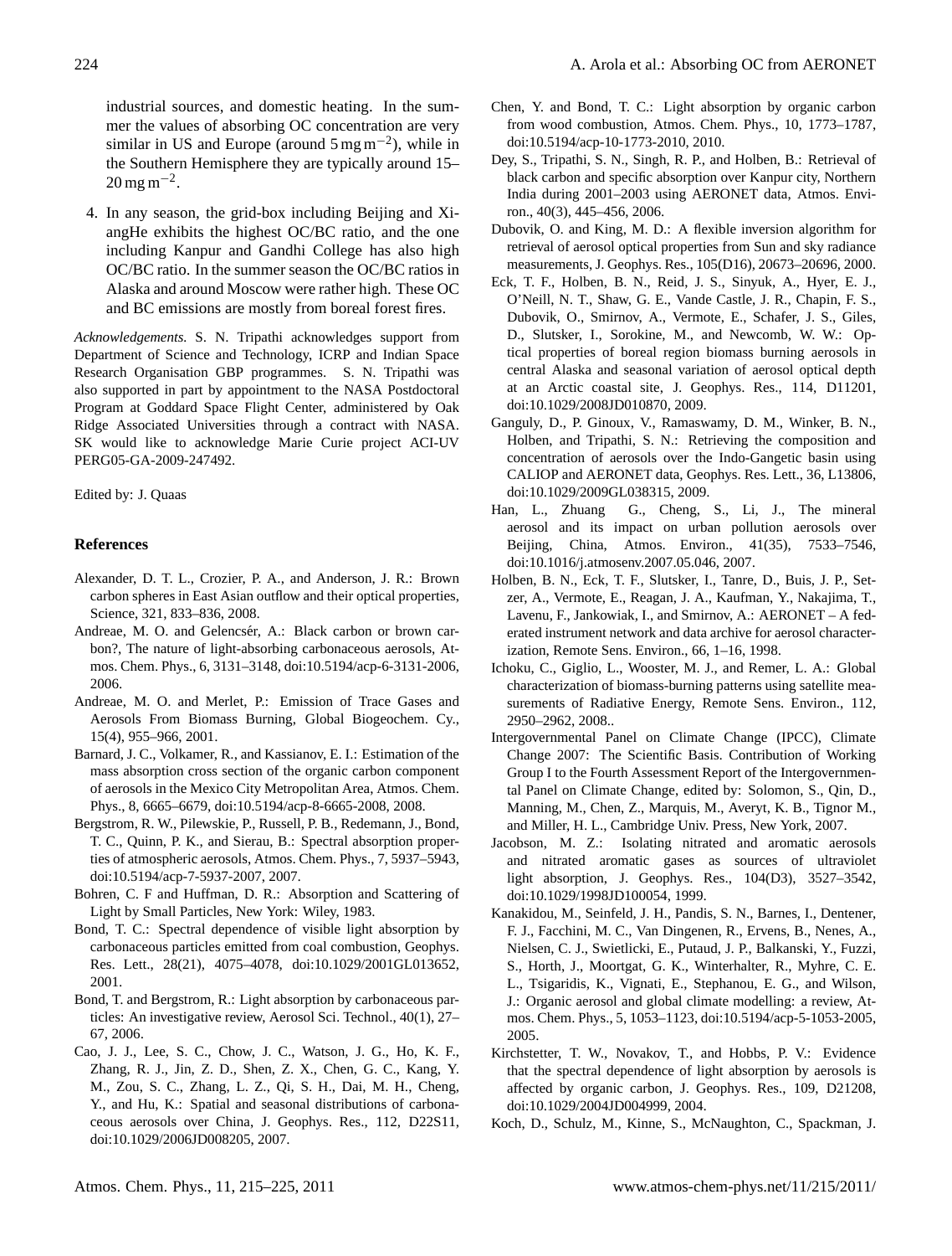industrial sources, and domestic heating. In the summer the values of absorbing OC concentration are very similar in US and Europe (around $5\,\mathrm{mg\,m^{-2}}$), while in the Southern Hemisphere they are typically around 15–$20\,\mathrm{mg\,m^{-2}}$.

4. In any season, the grid-box including Beijing and XiangHe exhibits the highest OC/BC ratio, and the one including Kanpur and Gandhi College has also high OC/BC ratio. In the summer season the OC/BC ratios in Alaska and around Moscow were rather high. These OC and BC emissions are mostly from boreal forest fires.

*Acknowledgements.* S. N. Tripathi acknowledges support from Department of Science and Technology, ICRP and Indian Space Research Organisation GBP programmes. S. N. Tripathi was also supported in part by appointment to the NASA Postdoctoral Program at Goddard Space Flight Center, administered by Oak Ridge Associated Universities through a contract with NASA. SK would like to acknowledge Marie Curie project ACI-UV PERG05-GA-2009-247492.

Edited by: J. Quaas

## References

Alexander, D. T. L., Crozier, P. A., and Anderson, J. R.: Brown carbon spheres in East Asian outflow and their optical properties, Science, 321, 833–836, 2008.

Andreae, M. O. and Gelencsér, A.: Black carbon or brown carbon?, The nature of light-absorbing carbonaceous aerosols, Atmos. Chem. Phys., 6, 3131–3148, doi:10.5194/acp-6-3131-2006, 2006.

Andreae, M. O. and Merlet, P.: Emission of Trace Gases and Aerosols From Biomass Burning, Global Biogeochem. Cy., 15(4), 955–966, 2001.

Barnard, J. C., Volkamer, R., and Kassianov, E. I.: Estimation of the mass absorption cross section of the organic carbon component of aerosols in the Mexico City Metropolitan Area, Atmos. Chem. Phys., 8, 6665–6679, doi:10.5194/acp-8-6665-2008, 2008.

Bergstrom, R. W., Pilewskie, P., Russell, P. B., Redemann, J., Bond, T. C., Quinn, P. K., and Sierau, B.: Spectral absorption properties of atmospheric aerosols, Atmos. Chem. Phys., 7, 5937–5943, doi:10.5194/acp-7-5937-2007, 2007.

Bohren, C. F and Huffman, D. R.: Absorption and Scattering of Light by Small Particles, New York: Wiley, 1983.

Bond, T. C.: Spectral dependence of visible light absorption by carbonaceous particles emitted from coal combustion, Geophys. Res. Lett., 28(21), 4075–4078, doi:10.1029/2001GL013652, 2001.

Bond, T. and Bergstrom, R.: Light absorption by carbonaceous particles: An investigative review, Aerosol Sci. Technol., 40(1), 27–67, 2006.

Cao, J. J., Lee, S. C., Chow, J. C., Watson, J. G., Ho, K. F., Zhang, R. J., Jin, Z. D., Shen, Z. X., Chen, G. C., Kang, Y. M., Zou, S. C., Zhang, L. Z., Qi, S. H., Dai, M. H., Cheng, Y., and Hu, K.: Spatial and seasonal distributions of carbonaceous aerosols over China, J. Geophys. Res., 112, D22S11, doi:10.1029/2006JD008205, 2007.

Chen, Y. and Bond, T. C.: Light absorption by organic carbon from wood combustion, Atmos. Chem. Phys., 10, 1773–1787, doi:10.5194/acp-10-1773-2010, 2010.

Dey, S., Tripathi, S. N., Singh, R. P., and Holben, B.: Retrieval of black carbon and specific absorption over Kanpur city, Northern India during 2001–2003 using AERONET data, Atmos. Environ., 40(3), 445–456, 2006.

Dubovik, O. and King, M. D.: A flexible inversion algorithm for retrieval of aerosol optical properties from Sun and sky radiance measurements, J. Geophys. Res., 105(D16), 20673–20696, 2000.

Eck, T. F., Holben, B. N., Reid, J. S., Sinyuk, A., Hyer, E. J., O'Neill, N. T., Shaw, G. E., Vande Castle, J. R., Chapin, F. S., Dubovik, O., Smirnov, A., Vermote, E., Schafer, J. S., Giles, D., Slutsker, I., Sorokine, M., and Newcomb, W. W.: Optical properties of boreal region biomass burning aerosols in central Alaska and seasonal variation of aerosol optical depth at an Arctic coastal site, J. Geophys. Res., 114, D11201, doi:10.1029/2008JD010870, 2009.

Ganguly, D., P. Ginoux, V., Ramaswamy, D. M., Winker, B. N., Holben, and Tripathi, S. N.: Retrieving the composition and concentration of aerosols over the Indo-Gangetic basin using CALIOP and AERONET data, Geophys. Res. Lett., 36, L13806, doi:10.1029/2009GL038315, 2009.

Han, L., Zhuang G., Cheng, S., Li, J., The mineral aerosol and its impact on urban pollution aerosols over Beijing, China, Atmos. Environ., 41(35), 7533–7546, doi:10.1016/j.atmosenv.2007.05.046, 2007.

Holben, B. N., Eck, T. F., Slutsker, I., Tanre, D., Buis, J. P., Setzer, A., Vermote, E., Reagan, J. A., Kaufman, Y., Nakajima, T., Lavenu, F., Jankowiak, I., and Smirnov, A.: AERONET – A federated instrument network and data archive for aerosol characterization, Remote Sens. Environ., 66, 1–16, 1998.

Ichoku, C., Giglio, L., Wooster, M. J., and Remer, L. A.: Global characterization of biomass-burning patterns using satellite measurements of Radiative Energy, Remote Sens. Environ., 112, 2950–2962, 2008..

Intergovernmental Panel on Climate Change (IPCC), Climate Change 2007: The Scientific Basis. Contribution of Working Group I to the Fourth Assessment Report of the Intergovernmental Panel on Climate Change, edited by: Solomon, S., Qin, D., Manning, M., Chen, Z., Marquis, M., Averyt, K. B., Tignor M., and Miller, H. L., Cambridge Univ. Press, New York, 2007.

Jacobson, M. Z.: Isolating nitrated and aromatic aerosols and nitrated aromatic gases as sources of ultraviolet light absorption, J. Geophys. Res., 104(D3), 3527–3542, doi:10.1029/1998JD100054, 1999.

Kanakidou, M., Seinfeld, J. H., Pandis, S. N., Barnes, I., Dentener, F. J., Facchini, M. C., Van Dingenen, R., Ervens, B., Nenes, A., Nielsen, C. J., Swietlicki, E., Putaud, J. P., Balkanski, Y., Fuzzi, S., Horth, J., Moortgat, G. K., Winterhalter, R., Myhre, C. E. L., Tsigaridis, K., Vignati, E., Stephanou, E. G., and Wilson, J.: Organic aerosol and global climate modelling: a review, Atmos. Chem. Phys., 5, 1053–1123, doi:10.5194/acp-5-1053-2005, 2005.

Kirchstetter, T. W., Novakov, T., and Hobbs, P. V.: Evidence that the spectral dependence of light absorption by aerosols is affected by organic carbon, J. Geophys. Res., 109, D21208, doi:10.1029/2004JD004999, 2004.

Koch, D., Schulz, M., Kinne, S., McNaughton, C., Spackman, J.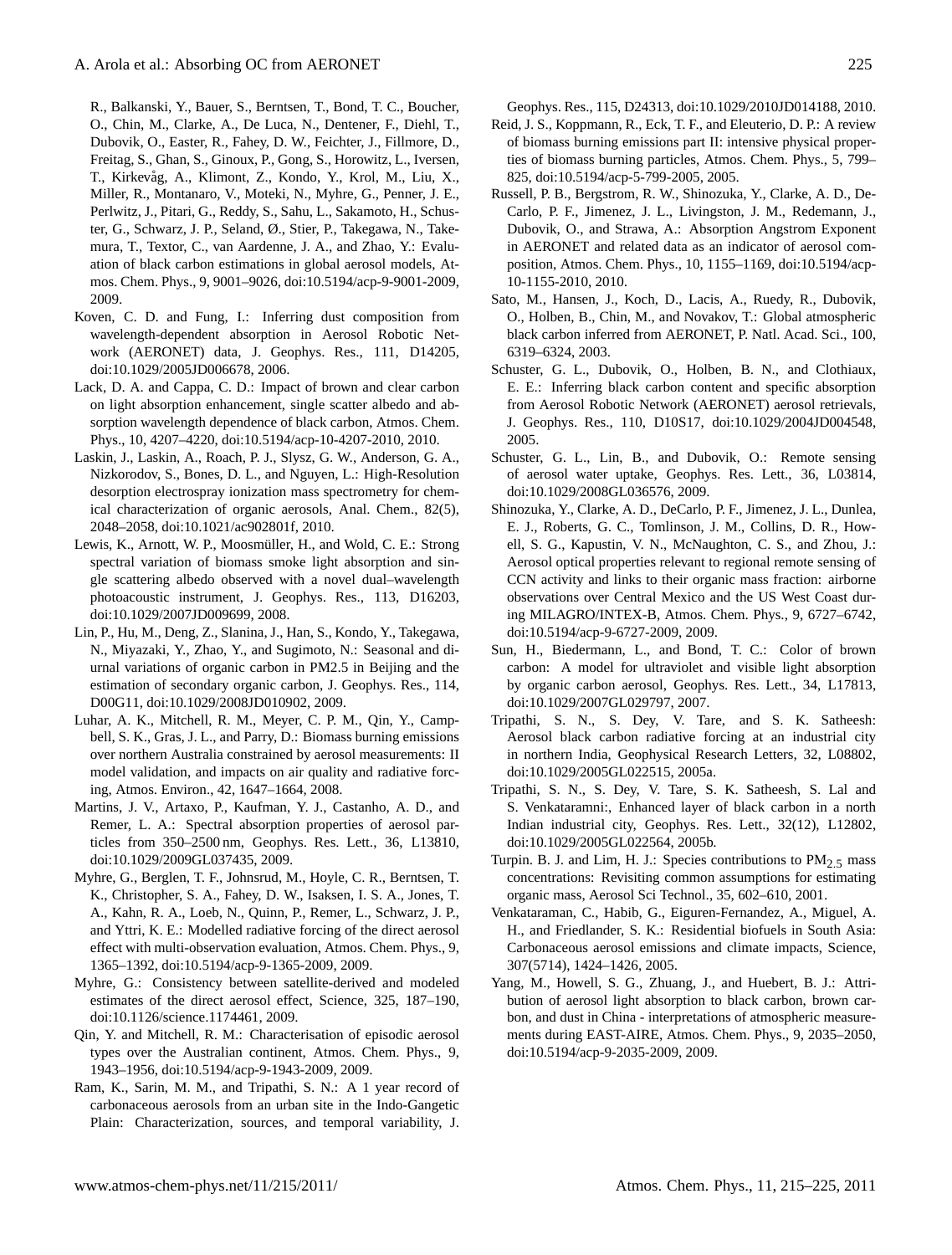R., Balkanski, Y., Bauer, S., Berntsen, T., Bond, T. C., Boucher, O., Chin, M., Clarke, A., De Luca, N., Dentener, F., Diehl, T., Dubovik, O., Easter, R., Fahey, D. W., Feichter, J., Fillmore, D., Freitag, S., Ghan, S., Ginoux, P., Gong, S., Horowitz, L., Iversen, T., Kirkevåg, A., Klimont, Z., Kondo, Y., Krol, M., Liu, X., Miller, R., Montanaro, V., Moteki, N., Myhre, G., Penner, J. E., Perlwitz, J., Pitari, G., Reddy, S., Sahu, L., Sakamoto, H., Schuster, G., Schwarz, J. P., Seland, Ø., Stier, P., Takegawa, N., Takemura, T., Textor, C., van Aardenne, J. A., and Zhao, Y.: Evaluation of black carbon estimations in global aerosol models, Atmos. Chem. Phys., 9, 9001–9026, doi:10.5194/acp-9-9001-2009, 2009.

Koven, C. D. and Fung, I.: Inferring dust composition from wavelength-dependent absorption in Aerosol Robotic Network (AERONET) data, J. Geophys. Res., 111, D14205, doi:10.1029/2005JD006678, 2006.

Lack, D. A. and Cappa, C. D.: Impact of brown and clear carbon on light absorption enhancement, single scatter albedo and absorption wavelength dependence of black carbon, Atmos. Chem. Phys., 10, 4207–4220, doi:10.5194/acp-10-4207-2010, 2010.

Laskin, J., Laskin, A., Roach, P. J., Slysz, G. W., Anderson, G. A., Nizkorodov, S., Bones, D. L., and Nguyen, L.: High-Resolution desorption electrospray ionization mass spectrometry for chemical characterization of organic aerosols, Anal. Chem., 82(5), 2048–2058, doi:10.1021/ac902801f, 2010.

Lewis, K., Arnott, W. P., Moosmüller, H., and Wold, C. E.: Strong spectral variation of biomass smoke light absorption and single scattering albedo observed with a novel dual–wavelength photoacoustic instrument, J. Geophys. Res., 113, D16203, doi:10.1029/2007JD009699, 2008.

Lin, P., Hu, M., Deng, Z., Slanina, J., Han, S., Kondo, Y., Takegawa, N., Miyazaki, Y., Zhao, Y., and Sugimoto, N.: Seasonal and diurnal variations of organic carbon in PM2.5 in Beijing and the estimation of secondary organic carbon, J. Geophys. Res., 114, D00G11, doi:10.1029/2008JD010902, 2009.

Luhar, A. K., Mitchell, R. M., Meyer, C. P. M., Qin, Y., Campbell, S. K., Gras, J. L., and Parry, D.: Biomass burning emissions over northern Australia constrained by aerosol measurements: II model validation, and impacts on air quality and radiative forcing, Atmos. Environ., 42, 1647–1664, 2008.

Martins, J. V., Artaxo, P., Kaufman, Y. J., Castanho, A. D., and Remer, L. A.: Spectral absorption properties of aerosol particles from 350–2500 nm, Geophys. Res. Lett., 36, L13810, doi:10.1029/2009GL037435, 2009.

Myhre, G., Berglen, T. F., Johnsrud, M., Hoyle, C. R., Berntsen, T. K., Christopher, S. A., Fahey, D. W., Isaksen, I. S. A., Jones, T. A., Kahn, R. A., Loeb, N., Quinn, P., Remer, L., Schwarz, J. P., and Yttri, K. E.: Modelled radiative forcing of the direct aerosol effect with multi-observation evaluation, Atmos. Chem. Phys., 9, 1365–1392, doi:10.5194/acp-9-1365-2009, 2009.

Myhre, G.: Consistency between satellite-derived and modeled estimates of the direct aerosol effect, Science, 325, 187–190, doi:10.1126/science.1174461, 2009.

Qin, Y. and Mitchell, R. M.: Characterisation of episodic aerosol types over the Australian continent, Atmos. Chem. Phys., 9, 1943–1956, doi:10.5194/acp-9-1943-2009, 2009.

Ram, K., Sarin, M. M., and Tripathi, S. N.: A 1 year record of carbonaceous aerosols from an urban site in the Indo-Gangetic Plain: Characterization, sources, and temporal variability, J. Geophys. Res., 115, D24313, doi:10.1029/2010JD014188, 2010.

Reid, J. S., Koppmann, R., Eck, T. F., and Eleuterio, D. P.: A review of biomass burning emissions part II: intensive physical properties of biomass burning particles, Atmos. Chem. Phys., 5, 799–825, doi:10.5194/acp-5-799-2005, 2005.

Russell, P. B., Bergstrom, R. W., Shinozuka, Y., Clarke, A. D., DeCarlo, P. F., Jimenez, J. L., Livingston, J. M., Redemann, J., Dubovik, O., and Strawa, A.: Absorption Angstrom Exponent in AERONET and related data as an indicator of aerosol composition, Atmos. Chem. Phys., 10, 1155–1169, doi:10.5194/acp-10-1155-2010, 2010.

Sato, M., Hansen, J., Koch, D., Lacis, A., Ruedy, R., Dubovik, O., Holben, B., Chin, M., and Novakov, T.: Global atmospheric black carbon inferred from AERONET, P. Natl. Acad. Sci., 100, 6319–6324, 2003.

Schuster, G. L., Dubovik, O., Holben, B. N., and Clothiaux, E. E.: Inferring black carbon content and specific absorption from Aerosol Robotic Network (AERONET) aerosol retrievals, J. Geophys. Res., 110, D10S17, doi:10.1029/2004JD004548, 2005.

Schuster, G. L., Lin, B., and Dubovik, O.: Remote sensing of aerosol water uptake, Geophys. Res. Lett., 36, L03814, doi:10.1029/2008GL036576, 2009.

Shinozuka, Y., Clarke, A. D., DeCarlo, P. F., Jimenez, J. L., Dunlea, E. J., Roberts, G. C., Tomlinson, J. M., Collins, D. R., Howell, S. G., Kapustin, V. N., McNaughton, C. S., and Zhou, J.: Aerosol optical properties relevant to regional remote sensing of CCN activity and links to their organic mass fraction: airborne observations over Central Mexico and the US West Coast during MILAGRO/INTEX-B, Atmos. Chem. Phys., 9, 6727–6742, doi:10.5194/acp-9-6727-2009, 2009.

Sun, H., Biedermann, L., and Bond, T. C.: Color of brown carbon: A model for ultraviolet and visible light absorption by organic carbon aerosol, Geophys. Res. Lett., 34, L17813, doi:10.1029/2007GL029797, 2007.

Tripathi, S. N., S. Dey, V. Tare, and S. K. Satheesh: Aerosol black carbon radiative forcing at an industrial city in northern India, Geophysical Research Letters, 32, L08802, doi:10.1029/2005GL022515, 2005a.

Tripathi, S. N., S. Dey, V. Tare, S. K. Satheesh, S. Lal and S. Venkataramni:, Enhanced layer of black carbon in a north Indian industrial city, Geophys. Res. Lett., 32(12), L12802, doi:10.1029/2005GL022564, 2005b.

Turpin. B. J. and Lim, H. J.: Species contributions to $PM_{2.5}$ mass concentrations: Revisiting common assumptions for estimating organic mass, Aerosol Sci Technol., 35, 602–610, 2001.

Venkataraman, C., Habib, G., Eiguren-Fernandez, A., Miguel, A. H., and Friedlander, S. K.: Residential biofuels in South Asia: Carbonaceous aerosol emissions and climate impacts, Science, 307(5714), 1424–1426, 2005.

Yang, M., Howell, S. G., Zhuang, J., and Huebert, B. J.: Attribution of aerosol light absorption to black carbon, brown carbon, and dust in China - interpretations of atmospheric measurements during EAST-AIRE, Atmos. Chem. Phys., 9, 2035–2050, doi:10.5194/acp-9-2035-2009, 2009.